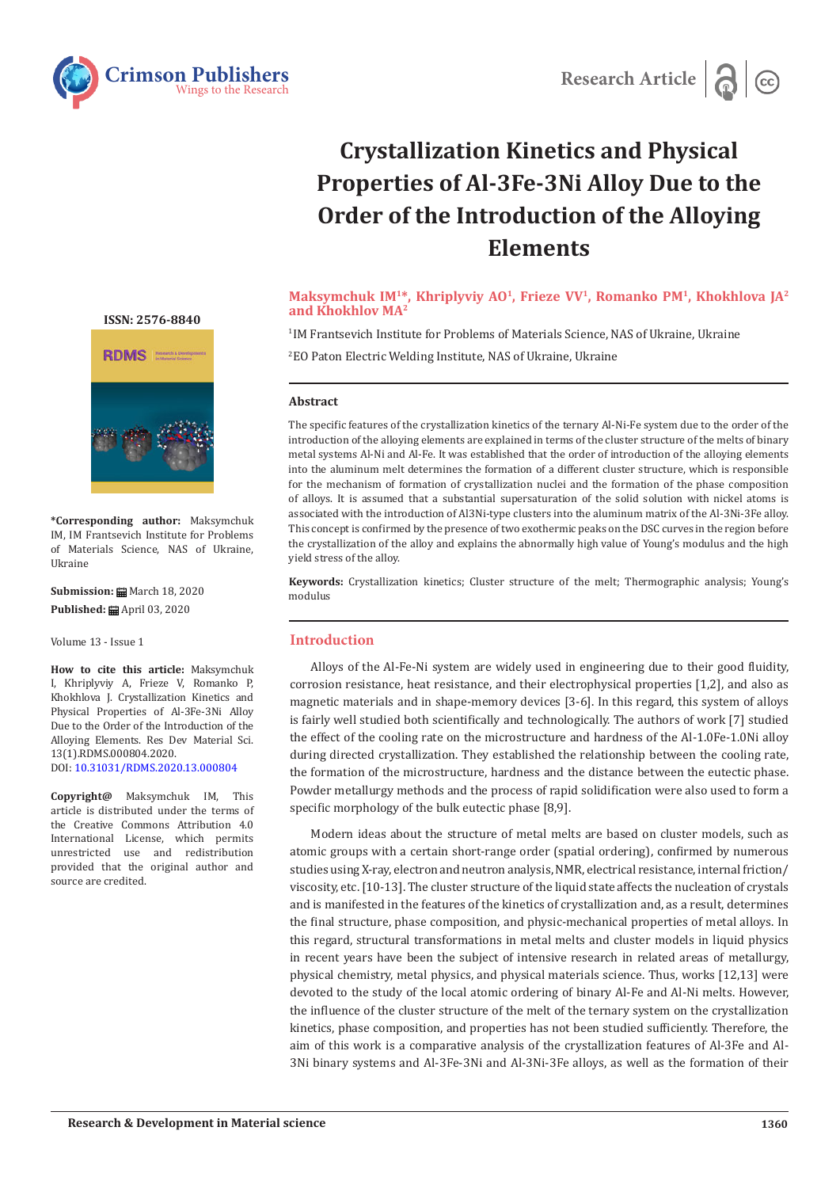# Crystallization Kinetics and Physical Properties of Al-3Fe-3Ni Alloy Due to the Order of the Introduction of the Alloying Elements

**Maksymchuk IM[1]*, Khriplyviy AO[1], Frieze VV[1], Romanko PM[1], Khokhlova JA[2] and Khokhlov MA[2]**

[1]IM Frantsevich Institute for Problems of Materials Science, NAS of Ukraine, Ukraine

[2]EO Paton Electric Welding Institute, NAS of Ukraine, Ukraine

**ISSN: 2576-8840**

**\*Corresponding author:** Maksymchuk IM, IM Frantsevich Institute for Problems of Materials Science, NAS of Ukraine, Ukraine

**Submission:** March 18, 2020

**Published:** April 03, 2020

Volume 13 - Issue 1

**How to cite this article:** Maksymchuk I, Khriplyviy A, Frieze V, Romanko P, Khokhlova J. Crystallization Kinetics and Physical Properties of Al-3Fe-3Ni Alloy Due to the Order of the Introduction of the Alloying Elements. Res Dev Material Sci. 13(1).RDMS.000804.2020.
DOI: 10.31031/RDMS.2020.13.000804

**Copyright@** Maksymchuk IM, This article is distributed under the terms of the Creative Commons Attribution 4.0 International License, which permits unrestricted use and redistribution provided that the original author and source are credited.

## Abstract

The specific features of the crystallization kinetics of the ternary Al-Ni-Fe system due to the order of the introduction of the alloying elements are explained in terms of the cluster structure of the melts of binary metal systems Al-Ni and Al-Fe. It was established that the order of introduction of the alloying elements into the aluminum melt determines the formation of a different cluster structure, which is responsible for the mechanism of formation of crystallization nuclei and the formation of the phase composition of alloys. It is assumed that a substantial supersaturation of the solid solution with nickel atoms is associated with the introduction of Al3Ni-type clusters into the aluminum matrix of the Al-3Ni-3Fe alloy. This concept is confirmed by the presence of two exothermic peaks on the DSC curves in the region before the crystallization of the alloy and explains the abnormally high value of Young's modulus and the high yield stress of the alloy.

**Keywords:** Crystallization kinetics; Cluster structure of the melt; Thermographic analysis; Young's modulus

## Introduction

Alloys of the Al-Fe-Ni system are widely used in engineering due to their good fluidity, corrosion resistance, heat resistance, and their electrophysical properties [1,2], and also as magnetic materials and in shape-memory devices [3-6]. In this regard, this system of alloys is fairly well studied both scientifically and technologically. The authors of work [7] studied the effect of the cooling rate on the microstructure and hardness of the Al-1.0Fe-1.0Ni alloy during directed crystallization. They established the relationship between the cooling rate, the formation of the microstructure, hardness and the distance between the eutectic phase. Powder metallurgy methods and the process of rapid solidification were also used to form a specific morphology of the bulk eutectic phase [8,9].

Modern ideas about the structure of metal melts are based on cluster models, such as atomic groups with a certain short-range order (spatial ordering), confirmed by numerous studies using X-ray, electron and neutron analysis, NMR, electrical resistance, internal friction/viscosity, etc. [10-13]. The cluster structure of the liquid state affects the nucleation of crystals and is manifested in the features of the kinetics of crystallization and, as a result, determines the final structure, phase composition, and physic-mechanical properties of metal alloys. In this regard, structural transformations in metal melts and cluster models in liquid physics in recent years have been the subject of intensive research in related areas of metallurgy, physical chemistry, metal physics, and physical materials science. Thus, works [12,13] were devoted to the study of the local atomic ordering of binary Al-Fe and Al-Ni melts. However, the influence of the cluster structure of the melt of the ternary system on the crystallization kinetics, phase composition, and properties has not been studied sufficiently. Therefore, the aim of this work is a comparative analysis of the crystallization features of Al-3Fe and Al-3Ni binary systems and Al-3Fe-3Ni and Al-3Ni-3Fe alloys, as well as the formation of their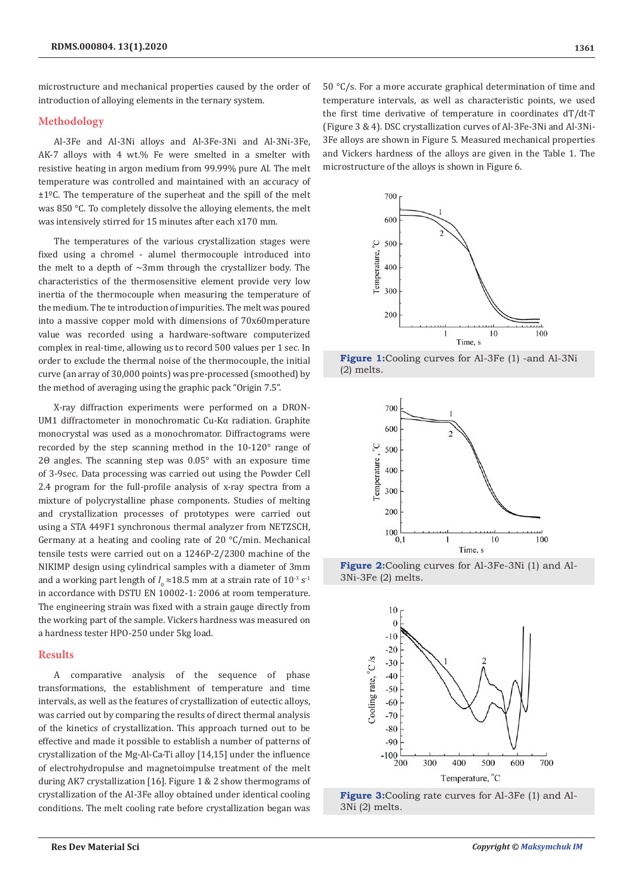microstructure and mechanical properties caused by the order of introduction of alloying elements in the ternary system.

## Methodology

Al-3Fe and Al-3Ni alloys and Al-3Fe-3Ni and Al-3Ni-3Fe, AK-7 alloys with 4 wt.% Fe were smelted in a smelter with resistive heating in argon medium from 99.99% pure Al. The melt temperature was controlled and maintained with an accuracy of ±1ºC. The temperature of the superheat and the spill of the melt was 850 °C. To completely dissolve the alloying elements, the melt was intensively stirred for 15 minutes after each x170 mm.

The temperatures of the various crystallization stages were fixed using a chromel - alumel thermocouple introduced into the melt to a depth of ~3mm through the crystallizer body. The characteristics of the thermosensitive element provide very low inertia of the thermocouple when measuring the temperature of the medium. The te introduction of impurities. The melt was poured into a massive copper mold with dimensions of 70x60mperature value was recorded using a hardware-software computerized complex in real-time, allowing us to record 500 values per 1 sec. In order to exclude the thermal noise of the thermocouple, the initial curve (an array of 30,000 points) was pre-processed (smoothed) by the method of averaging using the graphic pack "Origin 7.5".

X-ray diffraction experiments were performed on a DRON-UM1 diffractometer in monochromatic Cu-Kα radiation. Graphite monocrystal was used as a monochromator. Diffractograms were recorded by the step scanning method in the 10-120° range of 2Θ angles. The scanning step was 0.05° with an exposure time of 3-9sec. Data processing was carried out using the Powder Cell 2.4 program for the full-profile analysis of x-ray spectra from a mixture of polycrystalline phase components. Studies of melting and crystallization processes of prototypes were carried out using a STA 449F1 synchronous thermal analyzer from NETZSCH, Germany at a heating and cooling rate of 20 °C/min. Mechanical tensile tests were carried out on a 1246P-2/2300 machine of the NIKIMP design using cylindrical samples with a diameter of 3mm and a working part length of $l_0$ ≈18.5 mm at a strain rate of $10^{-3}$ $s^{-1}$ in accordance with DSTU EN 10002-1: 2006 at room temperature. The engineering strain was fixed with a strain gauge directly from the working part of the sample. Vickers hardness was measured on a hardness tester HPO-250 under 5kg load.

## Results

A comparative analysis of the sequence of phase transformations, the establishment of temperature and time intervals, as well as the features of crystallization of eutectic alloys, was carried out by comparing the results of direct thermal analysis of the kinetics of crystallization. This approach turned out to be effective and made it possible to establish a number of patterns of crystallization of the Mg-Al-Ca-Ti alloy [14,15] under the influence of electrohydropulse and magnetoimpulse treatment of the melt during AK7 crystallization [16]. Figure 1 & 2 show thermograms of crystallization of the Al-3Fe alloy obtained under identical cooling conditions. The melt cooling rate before crystallization began was 50 °C/s. For a more accurate graphical determination of time and temperature intervals, as well as characteristic points, we used the first time derivative of temperature in coordinates dT/dt-T (Figure 3 & 4). DSC crystallization curves of Al-3Fe-3Ni and Al-3Ni-3Fe alloys are shown in Figure 5. Measured mechanical properties and Vickers hardness of the alloys are given in the Table 1. The microstructure of the alloys is shown in Figure 6.

**Figure 1:** Cooling curves for Al-3Fe (1) -and Al-3Ni (2) melts.

**Figure 2:** Cooling curves for Al-3Fe-3Ni (1) and Al-3Ni-3Fe (2) melts.

**Figure 3:** Cooling rate curves for Al-3Fe (1) and Al-3Ni (2) melts.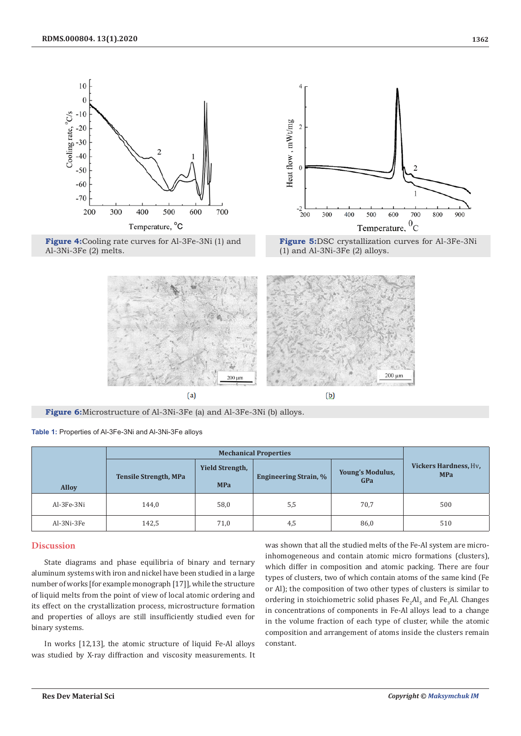Figure 4: Cooling rate curves for Al-3Fe-3Ni (1) and Al-3Ni-3Fe (2) melts.

Figure 5: DSC crystallization curves for Al-3Fe-3Ni (1) and Al-3Ni-3Fe (2) alloys.

Figure 6: Microstructure of Al-3Ni-3Fe (a) and Al-3Fe-3Ni (b) alloys.

**Table 1:** Properties of Al-3Fe-3Ni and Al-3Ni-3Fe alloys

| Alloy | Mechanical Properties | | | | Vickers Hardness, Hv, MPa |
|---|---|---|---|---|---|
| | Tensile Strength, MPa | Yield Strength, MPa | Engineering Strain, % | Young's Modulus, GPa | |
| Al-3Fe-3Ni | 144,0 | 58,0 | 5,5 | 70,7 | 500 |
| Al-3Ni-3Fe | 142,5 | 71,0 | 4,5 | 86,0 | 510 |

## Discussion

State diagrams and phase equilibria of binary and ternary aluminum systems with iron and nickel have been studied in a large number of works [for example monograph [17]], while the structure of liquid melts from the point of view of local atomic ordering and its effect on the crystallization process, microstructure formation and properties of alloys are still insufficiently studied even for binary systems.

In works [12,13], the atomic structure of liquid Fe-Al alloys was studied by X-ray diffraction and viscosity measurements. It was shown that all the studied melts of the Fe-Al system are micro-inhomogeneous and contain atomic micro formations (clusters), which differ in composition and atomic packing. There are four types of clusters, two of which contain atoms of the same kind (Fe or Al); the composition of two other types of clusters is similar to ordering in stoichiometric solid phases $Fe_2Al_5$ and $Fe_3Al$. Changes in concentrations of components in Fe-Al alloys lead to a change in the volume fraction of each type of cluster, while the atomic composition and arrangement of atoms inside the clusters remain constant.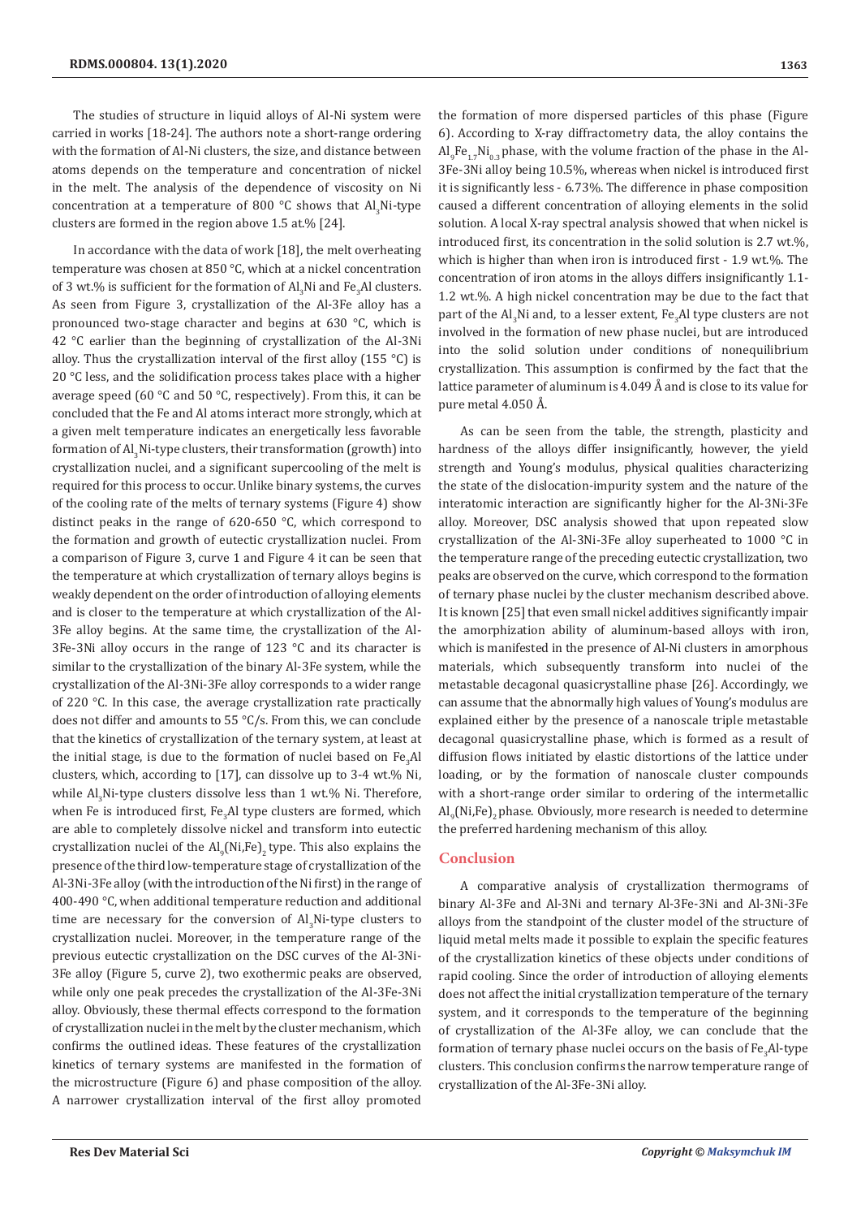The studies of structure in liquid alloys of Al-Ni system were carried in works [18-24]. The authors note a short-range ordering with the formation of Al-Ni clusters, the size, and distance between atoms depends on the temperature and concentration of nickel in the melt. The analysis of the dependence of viscosity on Ni concentration at a temperature of 800 °C shows that $Al_3Ni$-type clusters are formed in the region above 1.5 at.% [24].

In accordance with the data of work [18], the melt overheating temperature was chosen at 850 °C, which at a nickel concentration of 3 wt.% is sufficient for the formation of $Al_3Ni$ and $Fe_3Al$ clusters. As seen from Figure 3, crystallization of the Al-3Fe alloy has a pronounced two-stage character and begins at 630 °C, which is 42 °C earlier than the beginning of crystallization of the Al-3Ni alloy. Thus the crystallization interval of the first alloy (155 °C) is 20 °C less, and the solidification process takes place with a higher average speed (60 °C and 50 °C, respectively). From this, it can be concluded that the Fe and Al atoms interact more strongly, which at a given melt temperature indicates an energetically less favorable formation of $Al_3Ni$-type clusters, their transformation (growth) into crystallization nuclei, and a significant supercooling of the melt is required for this process to occur. Unlike binary systems, the curves of the cooling rate of the melts of ternary systems (Figure 4) show distinct peaks in the range of 620-650 °C, which correspond to the formation and growth of eutectic crystallization nuclei. From a comparison of Figure 3, curve 1 and Figure 4 it can be seen that the temperature at which crystallization of ternary alloys begins is weakly dependent on the order of introduction of alloying elements and is closer to the temperature at which crystallization of the Al-3Fe alloy begins. At the same time, the crystallization of the Al-3Fe-3Ni alloy occurs in the range of 123 °C and its character is similar to the crystallization of the binary Al-3Fe system, while the crystallization of the Al-3Ni-3Fe alloy corresponds to a wider range of 220 °C. In this case, the average crystallization rate practically does not differ and amounts to 55 °C/s. From this, we can conclude that the kinetics of crystallization of the ternary system, at least at the initial stage, is due to the formation of nuclei based on $Fe_3Al$ clusters, which, according to [17], can dissolve up to 3-4 wt.% Ni, while $Al_3Ni$-type clusters dissolve less than 1 wt.% Ni. Therefore, when Fe is introduced first, $Fe_3Al$ type clusters are formed, which are able to completely dissolve nickel and transform into eutectic crystallization nuclei of the $Al_9(Ni,Fe)_2$ type. This also explains the presence of the third low-temperature stage of crystallization of the Al-3Ni-3Fe alloy (with the introduction of the Ni first) in the range of 400-490 °C, when additional temperature reduction and additional time are necessary for the conversion of $Al_3Ni$-type clusters to crystallization nuclei. Moreover, in the temperature range of the previous eutectic crystallization on the DSC curves of the Al-3Ni-3Fe alloy (Figure 5, curve 2), two exothermic peaks are observed, while only one peak precedes the crystallization of the Al-3Fe-3Ni alloy. Obviously, these thermal effects correspond to the formation of crystallization nuclei in the melt by the cluster mechanism, which confirms the outlined ideas. These features of the crystallization kinetics of ternary systems are manifested in the formation of the microstructure (Figure 6) and phase composition of the alloy. A narrower crystallization interval of the first alloy promoted the formation of more dispersed particles of this phase (Figure 6). According to X-ray diffractometry data, the alloy contains the $Al_9Fe_{1.7}Ni_{0.3}$ phase, with the volume fraction of the phase in the Al-3Fe-3Ni alloy being 10.5%, whereas when nickel is introduced first it is significantly less - 6.73%. The difference in phase composition caused a different concentration of alloying elements in the solid solution. A local X-ray spectral analysis showed that when nickel is introduced first, its concentration in the solid solution is 2.7 wt.%, which is higher than when iron is introduced first - 1.9 wt.%. The concentration of iron atoms in the alloys differs insignificantly 1.1-1.2 wt.%. A high nickel concentration may be due to the fact that part of the $Al_3Ni$ and, to a lesser extent, $Fe_3Al$ type clusters are not involved in the formation of new phase nuclei, but are introduced into the solid solution under conditions of nonequilibrium crystallization. This assumption is confirmed by the fact that the lattice parameter of aluminum is 4.049 Å and is close to its value for pure metal 4.050 Å.

As can be seen from the table, the strength, plasticity and hardness of the alloys differ insignificantly, however, the yield strength and Young's modulus, physical qualities characterizing the state of the dislocation-impurity system and the nature of the interatomic interaction are significantly higher for the Al-3Ni-3Fe alloy. Moreover, DSC analysis showed that upon repeated slow crystallization of the Al-3Ni-3Fe alloy superheated to 1000 °C in the temperature range of the preceding eutectic crystallization, two peaks are observed on the curve, which correspond to the formation of ternary phase nuclei by the cluster mechanism described above. It is known [25] that even small nickel additives significantly impair the amorphization ability of aluminum-based alloys with iron, which is manifested in the presence of Al-Ni clusters in amorphous materials, which subsequently transform into nuclei of the metastable decagonal quasicrystalline phase [26]. Accordingly, we can assume that the abnormally high values of Young's modulus are explained either by the presence of a nanoscale triple metastable decagonal quasicrystalline phase, which is formed as a result of diffusion flows initiated by elastic distortions of the lattice under loading, or by the formation of nanoscale cluster compounds with a short-range order similar to ordering of the intermetallic $Al_9(Ni,Fe)_2$ phase. Obviously, more research is needed to determine the preferred hardening mechanism of this alloy.

## Conclusion

A comparative analysis of crystallization thermograms of binary Al-3Fe and Al-3Ni and ternary Al-3Fe-3Ni and Al-3Ni-3Fe alloys from the standpoint of the cluster model of the structure of liquid metal melts made it possible to explain the specific features of the crystallization kinetics of these objects under conditions of rapid cooling. Since the order of introduction of alloying elements does not affect the initial crystallization temperature of the ternary system, and it corresponds to the temperature of the beginning of crystallization of the Al-3Fe alloy, we can conclude that the formation of ternary phase nuclei occurs on the basis of $Fe_3Al$-type clusters. This conclusion confirms the narrow temperature range of crystallization of the Al-3Fe-3Ni alloy.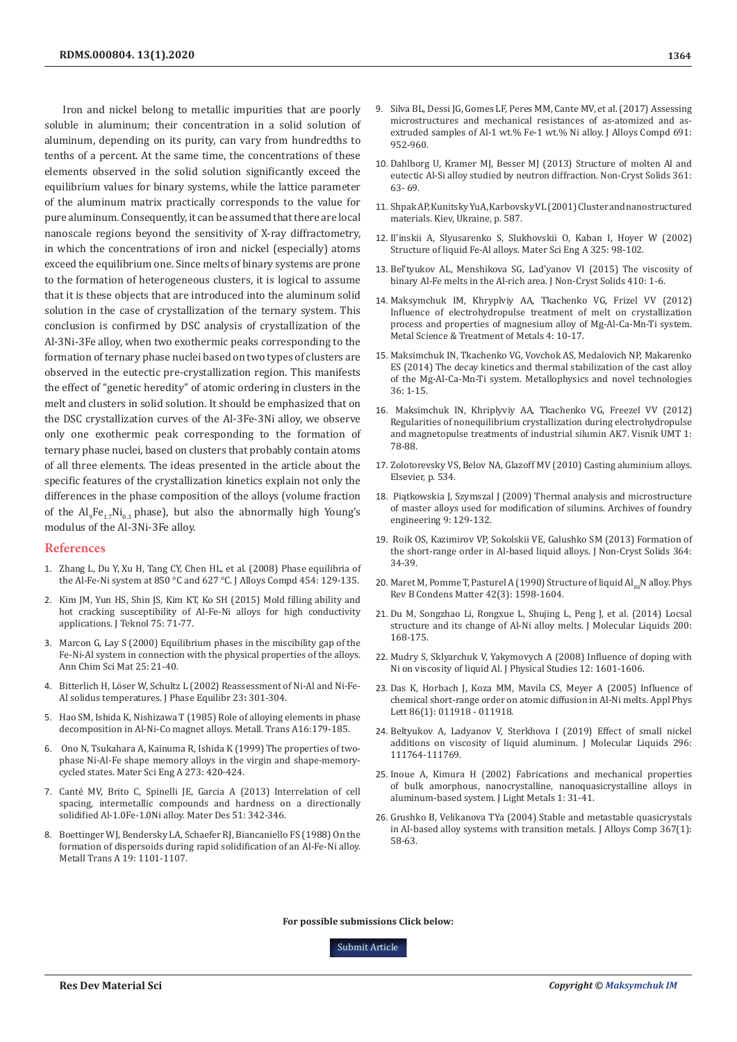Iron and nickel belong to metallic impurities that are poorly soluble in aluminum; their concentration in a solid solution of aluminum, depending on its purity, can vary from hundredths to tenths of a percent. At the same time, the concentrations of these elements observed in the solid solution significantly exceed the equilibrium values for binary systems, while the lattice parameter of the aluminum matrix practically corresponds to the value for pure aluminum. Consequently, it can be assumed that there are local nanoscale regions beyond the sensitivity of X-ray diffractometry, in which the concentrations of iron and nickel (especially) atoms exceed the equilibrium one. Since melts of binary systems are prone to the formation of heterogeneous clusters, it is logical to assume that it is these objects that are introduced into the aluminum solid solution in the case of crystallization of the ternary system. This conclusion is confirmed by DSC analysis of crystallization of the Al-3Ni-3Fe alloy, when two exothermic peaks corresponding to the formation of ternary phase nuclei based on two types of clusters are observed in the eutectic pre-crystallization region. This manifests the effect of "genetic heredity" of atomic ordering in clusters in the melt and clusters in solid solution. It should be emphasized that on the DSC crystallization curves of the Al-3Fe-3Ni alloy, we observe only one exothermic peak corresponding to the formation of ternary phase nuclei, based on clusters that probably contain atoms of all three elements. The ideas presented in the article about the specific features of the crystallization kinetics explain not only the differences in the phase composition of the alloys (volume fraction of the $Al_9Fe_{1.7}Ni_{0.3}$ phase), but also the abnormally high Young's modulus of the Al-3Ni-3Fe alloy.

## References

1. Zhang L, Du Y, Xu H, Tang CY, Chen HL, et al. (2008) Phase equilibria of the Al-Fe-Ni system at 850 °C and 627 °C. J Alloys Compd 454: 129-135.
2. Kim JM, Yun HS, Shin JS, Kim KT, Ko SH (2015) Mold filling ability and hot cracking susceptibility of Al-Fe-Ni alloys for high conductivity applications. J Teknol 75: 71-77.
3. Marcon G, Lay S (2000) Equilibrium phases in the miscibility gap of the Fe-Ni-Al system in connection with the physical properties of the alloys. Ann Chim Sci Mat 25: 21-40.
4. Bitterlich H, Löser W, Schultz L (2002) Reassessment of Ni-Al and Ni-Fe-Al solidus temperatures. J Phase Equilibr 23: 301-304.
5. Hao SM, Ishida K, Nishizawa T (1985) Role of alloying elements in phase decomposition in Al-Ni-Co magnet alloys. Metall. Trans A16:179-185.
6. Ono N, Tsukahara A, Kainuma R, Ishida K (1999) The properties of two-phase Ni-Al-Fe shape memory alloys in the virgin and shape-memory-cycled states. Mater Sci Eng A 273: 420-424.
7. Canté MV, Brito C, Spinelli JE, Garcia A (2013) Interrelation of cell spacing, intermetallic compounds and hardness on a directionally solidified Al-1.0Fe-1.0Ni alloy. Mater Des 51: 342-346.
8. Boettinger WJ, Bendersky LA, Schaefer RJ, Biancaniello FS (1988) On the formation of dispersoids during rapid solidification of an Al-Fe-Ni alloy. Metall Trans A 19: 1101-1107.
9. Silva BL, Dessi JG, Gomes LF, Peres MM, Cante MV, et al. (2017) Assessing microstructures and mechanical resistances of as-atomized and as-extruded samples of Al-1 wt.% Fe-1 wt.% Ni alloy. J Alloys Compd 691: 952-960.
10. Dahlborg U, Kramer MJ, Besser MJ (2013) Structure of molten Al and eutectic Al-Si alloy studied by neutron diffraction. Non-Cryst Solids 361: 63- 69.
11. Shpak AP, Kunitsky YuA, Karbovsky VL (2001) Cluster and nanostructured materials. Kiev, Ukraine, p. 587.
12. Il'inskii A, Slyusarenko S, Slukhovskii O, Kaban I, Hoyer W (2002) Structure of liquid Fe-Al alloys. Mater Sci Eng A 325: 98-102.
13. Bel'tyukov AL, Menshikova SG, Lad'yanov VI (2015) The viscosity of binary Al-Fe melts in the Al-rich area. J Non-Cryst Solids 410: 1-6.
14. Maksymchuk IM, Khryplviy AA, Tkachenko VG, Frizel VV (2012) Influence of electrohydropulse treatment of melt on crystallization process and properties of magnesium alloy of Mg-Al-Ca-Mn-Ti system. Metal Science & Treatment of Metals 4: 10-17.
15. Maksimchuk IN, Tkachenko VG, Vovchok AS, Medalovich NP, Makarenko ES (2014) The decay kinetics and thermal stabilization of the cast alloy of the Mg-Al-Ca-Mn-Ti system. Metallophysics and novel technologies 36: 1-15.
16. Maksimchuk IN, Khriplyviy AA, Tkachenko VG, Freezel VV (2012) Regularities of nonequilibrium crystallization during electrohydropulse and magnetopulse treatments of industrial silumin AK7. Visnik UMT 1: 78-88.
17. Zolotorevsky VS, Belov NA, Glazoff MV (2010) Casting aluminium alloys. Elsevier, p. 534.
18. Piątkowskia J, Szymszal J (2009) Thermal analysis and microstructure of master alloys used for modification of silumins. Archives of foundry engineering 9: 129-132.
19. Roik OS, Kazimirov VP, Sokolskii VE, Galushko SM (2013) Formation of the short-range order in Al-based liquid alloys. J Non-Cryst Solids 364: 34-39.
20. Maret M, Pomme T, Pasturel A (1990) Structure of liquid $Al_{80}N$ alloy. Phys Rev B Condens Matter 42(3): 1598-1604.
21. Du M, Songzhao Li, Rongxue L, Shujing L, Peng J, et al. (2014) Locsal structure and its change of Al-Ni alloy melts. J Molecular Liquids 200: 168-175.
22. Mudry S, Sklyarchuk V, Yakymovych A (2008) Influence of doping with Ni on viscosity of liquid Al. J Physical Studies 12: 1601-1606.
23. Das K, Horbach J, Koza MM, Mavila CS, Meyer A (2005) Influence of chemical short-range order on atomic diffusion in Al-Ni melts. Appl Phys Lett 86(1): 011918 - 011918.
24. Beltyukov A, Ladyanov V, Sterkhova I (2019) Effect of small nickel additions on viscosity of liquid aluminum. J Molecular Liquids 296: 111764-111769.
25. Inoue A, Kimura H (2002) Fabrications and mechanical properties of bulk amorphous, nanocrystalline, nanoquasicrystalline alloys in aluminum-based system. J Light Metals 1: 31-41.
26. Grushko B, Velikanova TYa (2004) Stable and metastable quasicrystals in Al-based alloy systems with transition metals. J Alloys Comp 367(1): 58-63.

**For possible submissions Click below:**

Submit Article